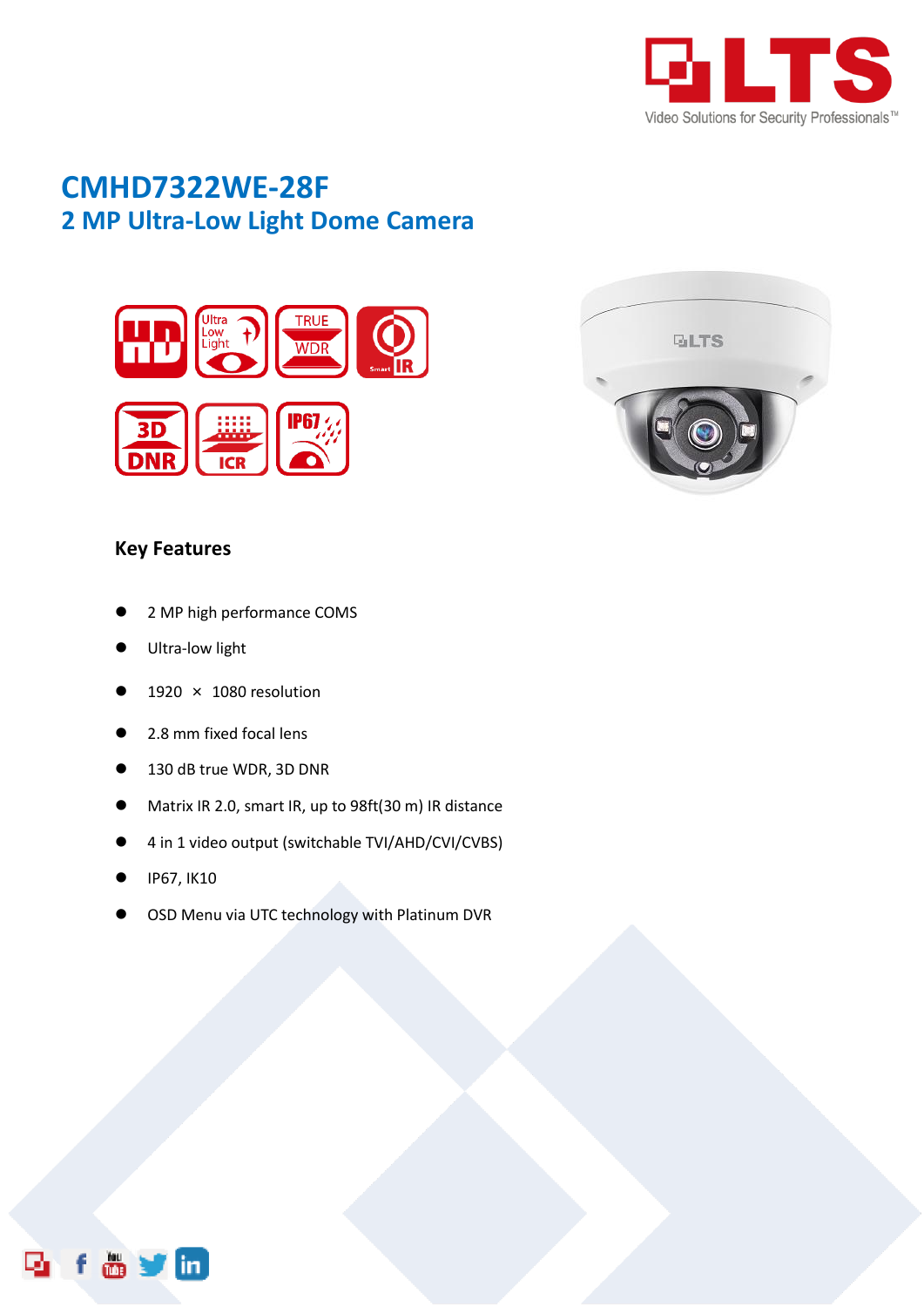# CMHD7322WE-28F

## 2 MP Ultra-Low Light Dome Camera

### Key Features

- 2 MP high performance COMS
- Ultra-low light
- 1920 × 1080 resolution
- 2.8 mm fixed focal lens
- 130 dB true WDR, 3D DNR
- Matrix IR 2.0, smart IR, up to 98ft(30 m) IR distance
- 4 in 1 video output (switchable TVI/AHD/CVI/CVBS)
- IP67, IK10
- OSD Menu via UTC technology with Platinum DVR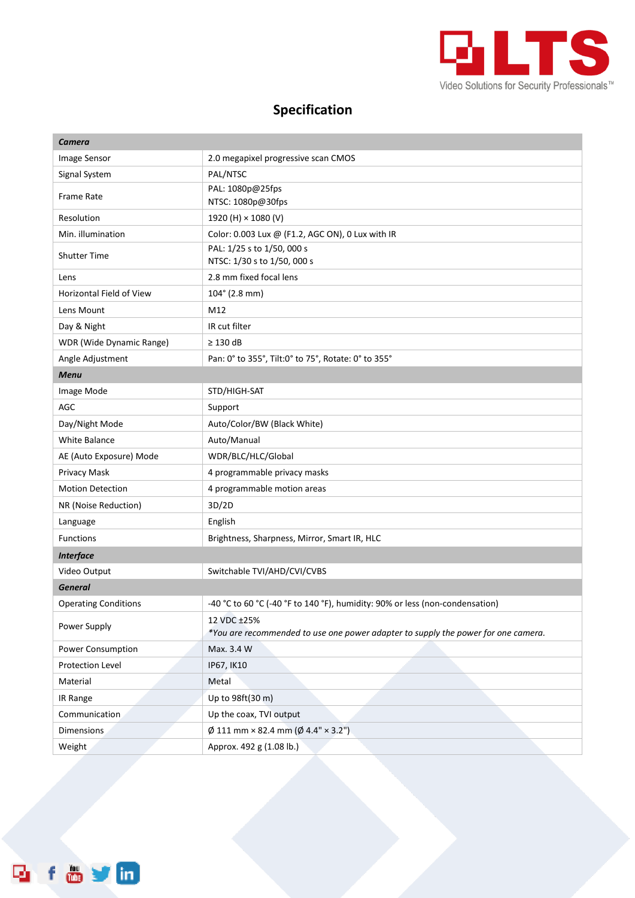# Specification

| ***Camera*** | |
|---|---|
| Image Sensor | 2.0 megapixel progressive scan CMOS |
| Signal System | PAL/NTSC |
| Frame Rate | PAL: 1080p@25fps<br>NTSC: 1080p@30fps |
| Resolution | 1920 (H) × 1080 (V) |
| Min. illumination | Color: 0.003 Lux @ (F1.2, AGC ON), 0 Lux with IR |
| Shutter Time | PAL: 1/25 s to 1/50, 000 s<br>NTSC: 1/30 s to 1/50, 000 s |
| Lens | 2.8 mm fixed focal lens |
| Horizontal Field of View | 104° (2.8 mm) |
| Lens Mount | M12 |
| Day & Night | IR cut filter |
| WDR (Wide Dynamic Range) | ≥ 130 dB |
| Angle Adjustment | Pan: 0° to 355°, Tilt:0° to 75°, Rotate: 0° to 355° |
| ***Menu*** | |
| Image Mode | STD/HIGH-SAT |
| AGC | Support |
| Day/Night Mode | Auto/Color/BW (Black White) |
| White Balance | Auto/Manual |
| AE (Auto Exposure) Mode | WDR/BLC/HLC/Global |
| Privacy Mask | 4 programmable privacy masks |
| Motion Detection | 4 programmable motion areas |
| NR (Noise Reduction) | 3D/2D |
| Language | English |
| Functions | Brightness, Sharpness, Mirror, Smart IR, HLC |
| ***Interface*** | |
| Video Output | Switchable TVI/AHD/CVI/CVBS |
| ***General*** | |
| Operating Conditions | -40 °C to 60 °C (-40 °F to 140 °F), humidity: 90% or less (non-condensation) |
| Power Supply | 12 VDC ±25%<br>*\*You are recommended to use one power adapter to supply the power for one camera.* |
| Power Consumption | Max. 3.4 W |
| Protection Level | IP67, IK10 |
| Material | Metal |
| IR Range | Up to 98ft(30 m) |
| Communication | Up the coax, TVI output |
| Dimensions | Ø 111 mm × 82.4 mm (Ø 4.4" × 3.2") |
| Weight | Approx. 492 g (1.08 lb.) |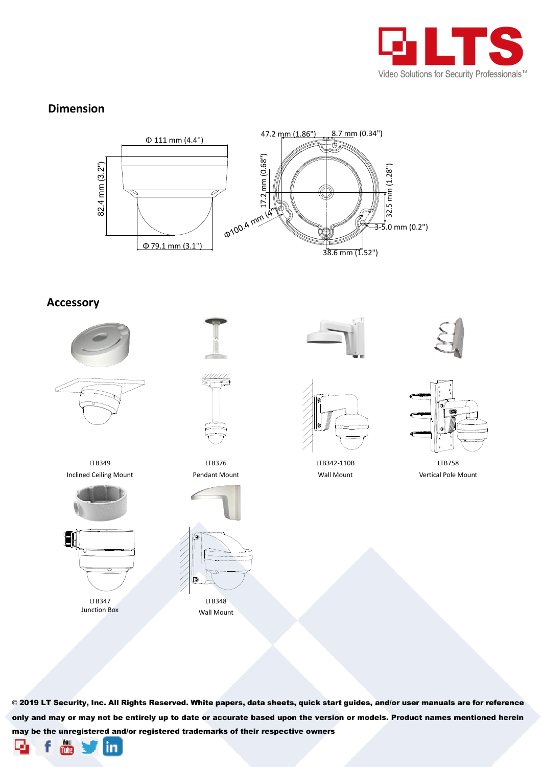## Dimension

Φ 111 mm (4.4")

82.4 mm (3.2")

Φ 79.1 mm (3.1")

47.2 mm (1.86")

8.7 mm (0.34")

17.2 mm (0.68")

Φ100.4 mm (4")

32.5 mm (1.28")

3-5.0 mm (0.2")

38.6 mm (1.52")

## Accessory

LTB349
Inclined Ceiling Mount

LTB376
Pendant Mount

LTB342-110B
Wall Mount

LTB758
Vertical Pole Mount

LTB347
Junction Box

LTB348
Wall Mount

**© 2019 LT Security, Inc. All Rights Reserved. White papers, data sheets, quick start guides, and/or user manuals are for reference only and may or may not be entirely up to date or accurate based upon the version or models. Product names mentioned herein may be the unregistered and/or registered trademarks of their respective owners**